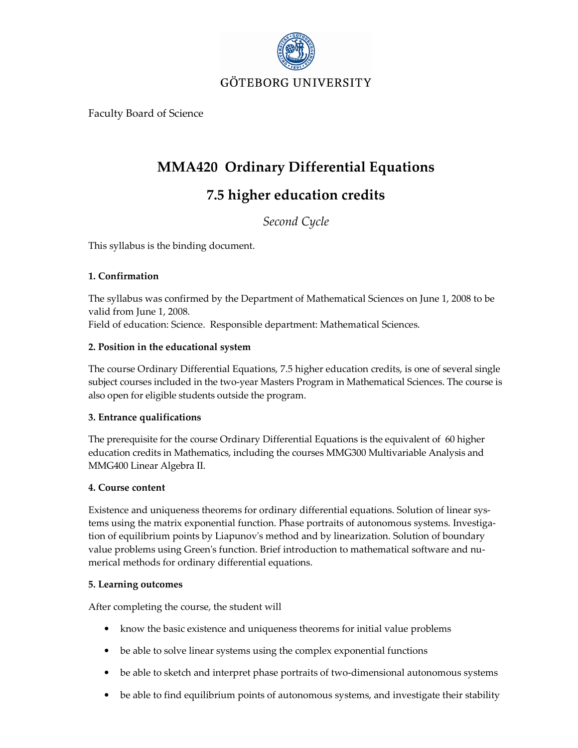GÖTEBORG UNIVERSITY

Faculty Board of Science

# MMA420 Ordinary Differential Equations

## 7.5 higher education credits

*Second Cycle*

This syllabus is the binding document.

**1. Confirmation**

The syllabus was confirmed by the Department of Mathematical Sciences on June 1, 2008 to be valid from June 1, 2008.
Field of education: Science. Responsible department: Mathematical Sciences.

**2. Position in the educational system**

The course Ordinary Differential Equations, 7.5 higher education credits, is one of several single subject courses included in the two-year Masters Program in Mathematical Sciences. The course is also open for eligible students outside the program.

**3. Entrance qualifications**

The prerequisite for the course Ordinary Differential Equations is the equivalent of 60 higher education credits in Mathematics, including the courses MMG300 Multivariable Analysis and MMG400 Linear Algebra II.

**4. Course content**

Existence and uniqueness theorems for ordinary differential equations. Solution of linear systems using the matrix exponential function. Phase portraits of autonomous systems. Investigation of equilibrium points by Liapunov's method and by linearization. Solution of boundary value problems using Green's function. Brief introduction to mathematical software and numerical methods for ordinary differential equations.

**5. Learning outcomes**

After completing the course, the student will

- know the basic existence and uniqueness theorems for initial value problems
- be able to solve linear systems using the complex exponential functions
- be able to sketch and interpret phase portraits of two-dimensional autonomous systems
- be able to find equilibrium points of autonomous systems, and investigate their stability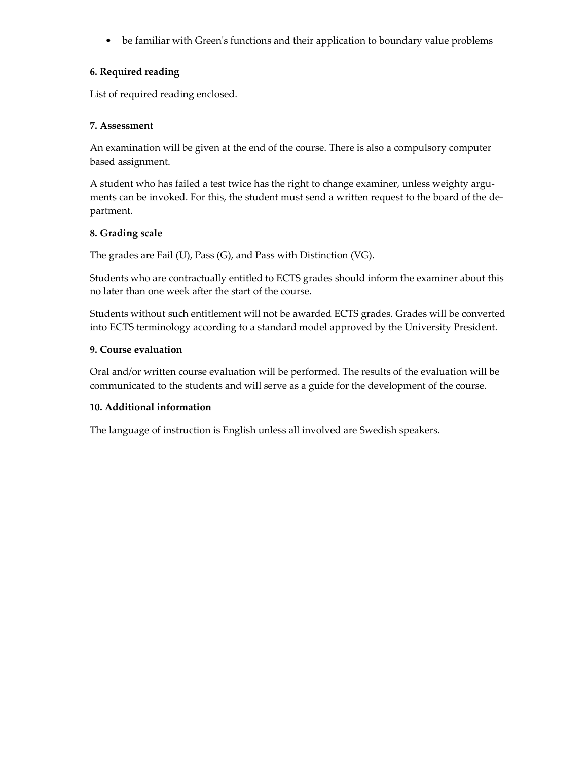- be familiar with Green's functions and their application to boundary value problems

**6. Required reading**

List of required reading enclosed.

**7. Assessment**

An examination will be given at the end of the course. There is also a compulsory computer based assignment.

A student who has failed a test twice has the right to change examiner, unless weighty arguments can be invoked. For this, the student must send a written request to the board of the department.

**8. Grading scale**

The grades are Fail (U), Pass (G), and Pass with Distinction (VG).

Students who are contractually entitled to ECTS grades should inform the examiner about this no later than one week after the start of the course.

Students without such entitlement will not be awarded ECTS grades. Grades will be converted into ECTS terminology according to a standard model approved by the University President.

**9. Course evaluation**

Oral and/or written course evaluation will be performed. The results of the evaluation will be communicated to the students and will serve as a guide for the development of the course.

**10. Additional information**

The language of instruction is English unless all involved are Swedish speakers.